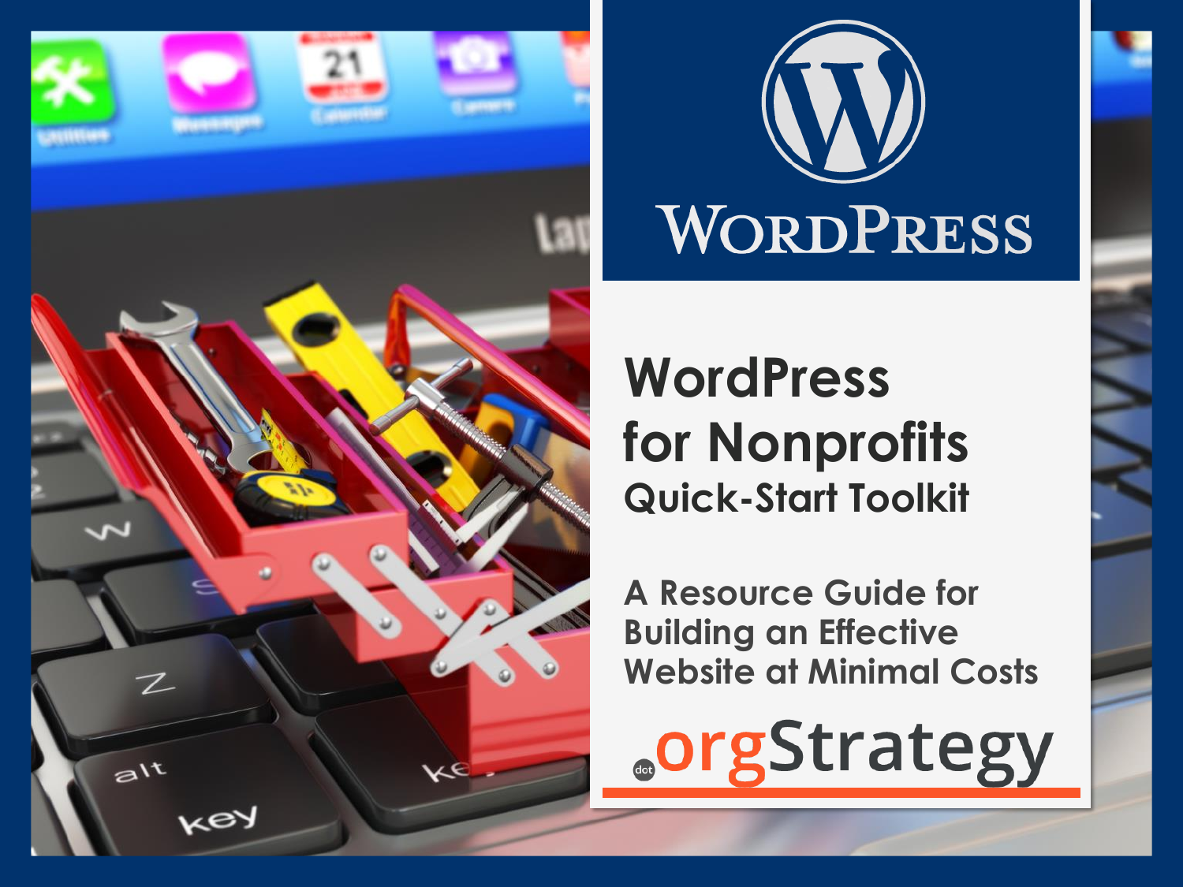WordPress

# WordPress for Nonprofits

## Quick-Start Toolkit

### A Resource Guide for Building an Effective Website at Minimal Costs

dot orgStrategy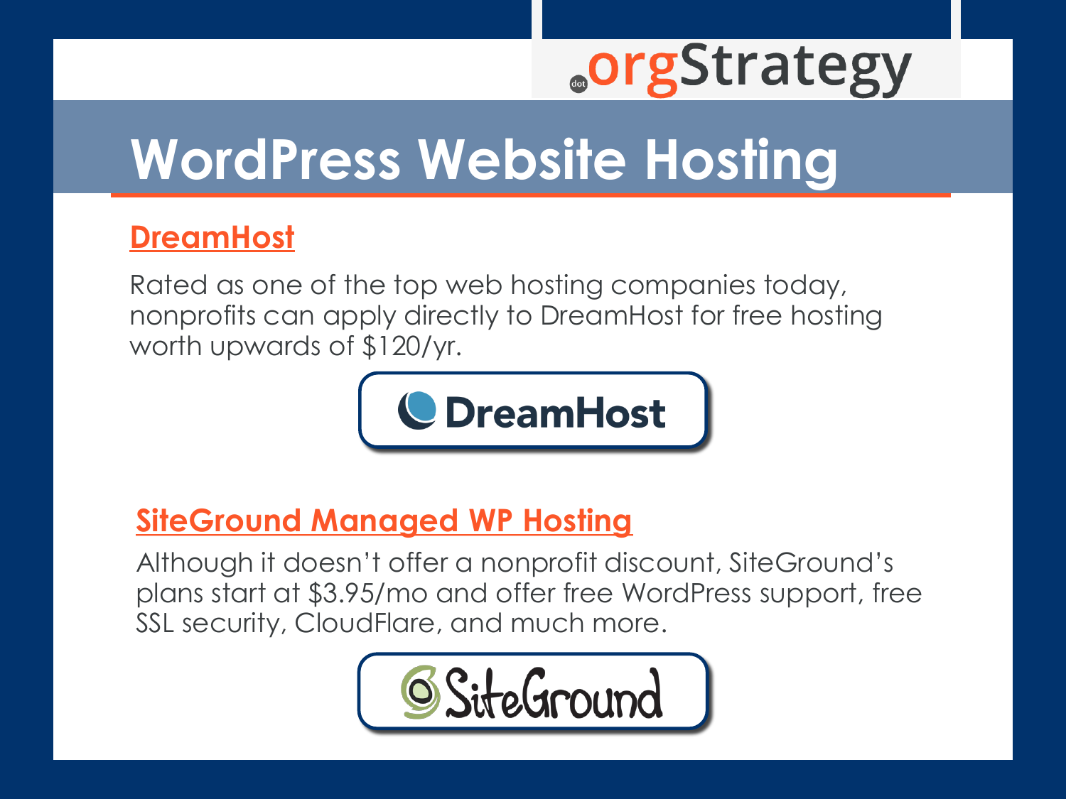# WordPress Website Hosting

## DreamHost

Rated as one of the top web hosting companies today, nonprofits can apply directly to DreamHost for free hosting worth upwards of $120/yr.

## SiteGround Managed WP Hosting

Although it doesn't offer a nonprofit discount, SiteGround's plans start at $3.95/mo and offer free WordPress support, free SSL security, CloudFlare, and much more.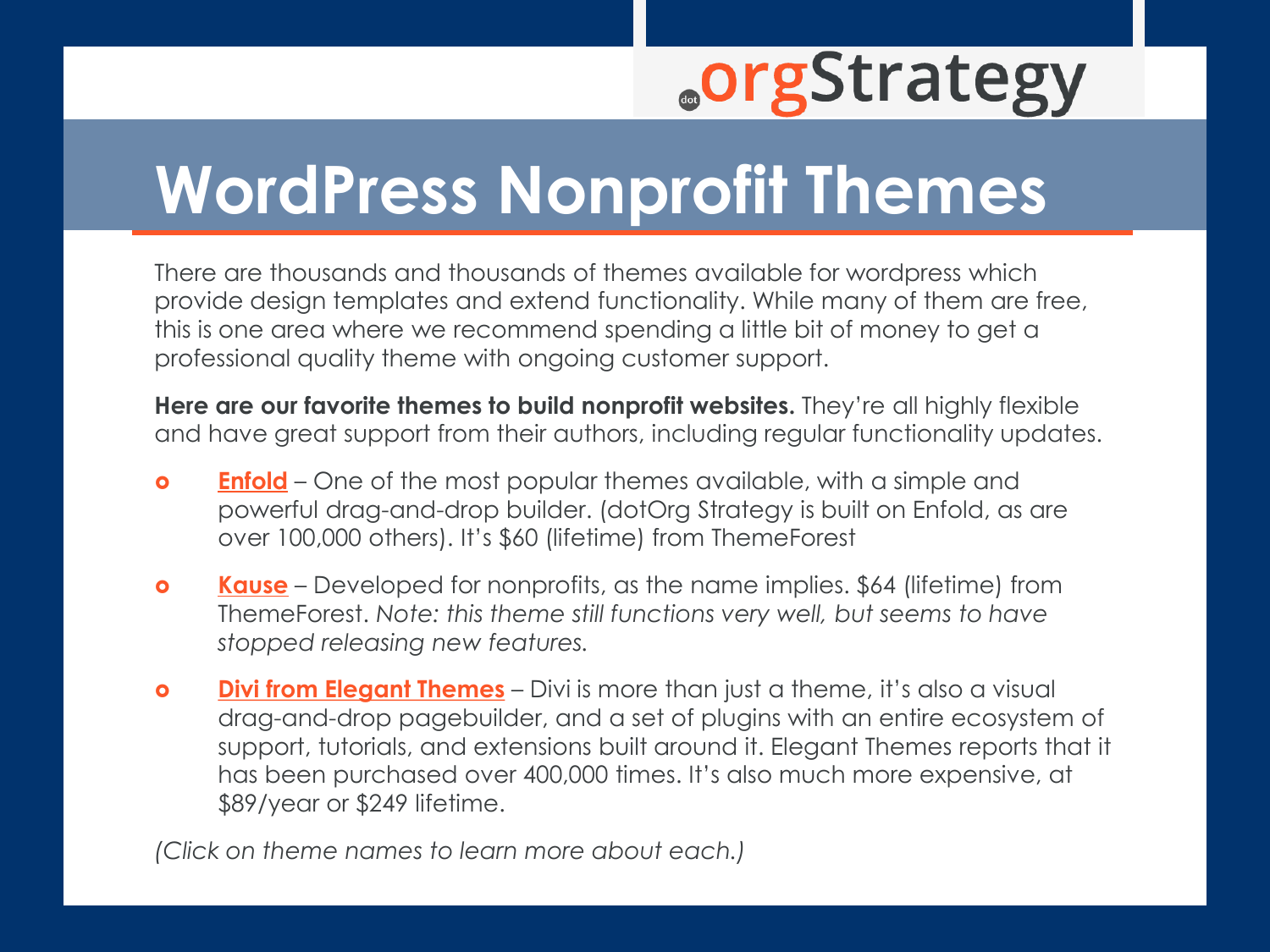# WordPress Nonprofit Themes

There are thousands and thousands of themes available for wordpress which provide design templates and extend functionality. While many of them are free, this is one area where we recommend spending a little bit of money to get a professional quality theme with ongoing customer support.

**Here are our favorite themes to build nonprofit websites.** They're all highly flexible and have great support from their authors, including regular functionality updates.

- **Enfold** – One of the most popular themes available, with a simple and powerful drag-and-drop builder. (dotOrg Strategy is built on Enfold, as are over 100,000 others). It's $60 (lifetime) from ThemeForest
- **Kause** – Developed for nonprofits, as the name implies. $64 (lifetime) from ThemeForest. *Note: this theme still functions very well, but seems to have stopped releasing new features.*
- **Divi from Elegant Themes** – Divi is more than just a theme, it's also a visual drag-and-drop pagebuilder, and a set of plugins with an entire ecosystem of support, tutorials, and extensions built around it. Elegant Themes reports that it has been purchased over 400,000 times. It's also much more expensive, at $89/year or $249 lifetime.

*(Click on theme names to learn more about each.)*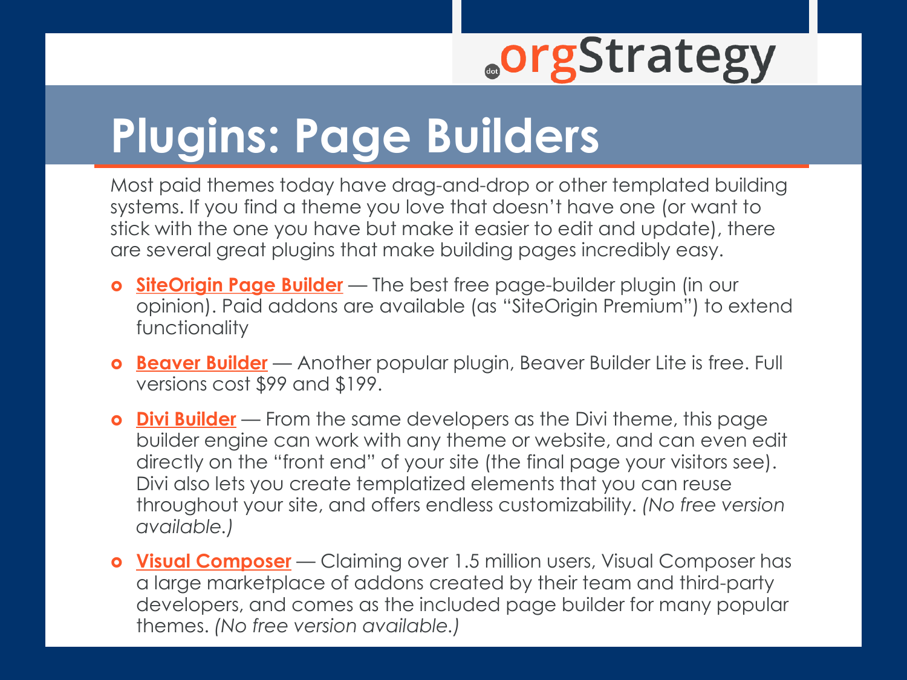# Plugins: Page Builders

Most paid themes today have drag-and-drop or other templated building systems. If you find a theme you love that doesn't have one (or want to stick with the one you have but make it easier to edit and update), there are several great plugins that make building pages incredibly easy.

- **SiteOrigin Page Builder** — The best free page-builder plugin (in our opinion). Paid addons are available (as "SiteOrigin Premium") to extend functionality
- **Beaver Builder** — Another popular plugin, Beaver Builder Lite is free. Full versions cost $99 and $199.
- **Divi Builder** — From the same developers as the Divi theme, this page builder engine can work with any theme or website, and can even edit directly on the "front end" of your site (the final page your visitors see). Divi also lets you create templatized elements that you can reuse throughout your site, and offers endless customizability. *(No free version available.)*
- **Visual Composer** — Claiming over 1.5 million users, Visual Composer has a large marketplace of addons created by their team and third-party developers, and comes as the included page builder for many popular themes. *(No free version available.)*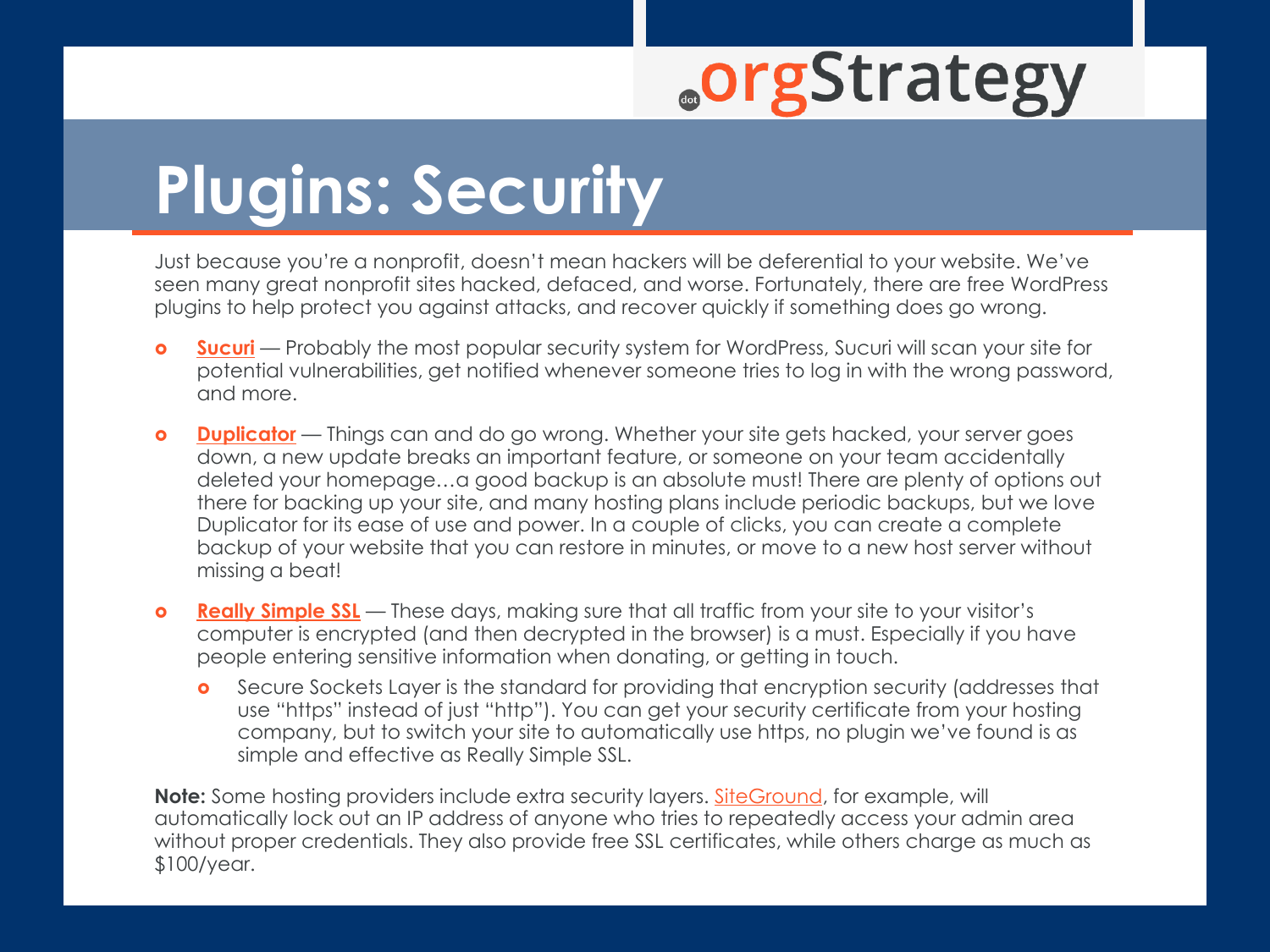# Plugins: Security

Just because you're a nonprofit, doesn't mean hackers will be deferential to your website. We've seen many great nonprofit sites hacked, defaced, and worse. Fortunately, there are free WordPress plugins to help protect you against attacks, and recover quickly if something does go wrong.

- **Sucuri** — Probably the most popular security system for WordPress, Sucuri will scan your site for potential vulnerabilities, get notified whenever someone tries to log in with the wrong password, and more.
- **Duplicator** — Things can and do go wrong. Whether your site gets hacked, your server goes down, a new update breaks an important feature, or someone on your team accidentally deleted your homepage…a good backup is an absolute must! There are plenty of options out there for backing up your site, and many hosting plans include periodic backups, but we love Duplicator for its ease of use and power. In a couple of clicks, you can create a complete backup of your website that you can restore in minutes, or move to a new host server without missing a beat!
- **Really Simple SSL** — These days, making sure that all traffic from your site to your visitor's computer is encrypted (and then decrypted in the browser) is a must. Especially if you have people entering sensitive information when donating, or getting in touch.
  - Secure Sockets Layer is the standard for providing that encryption security (addresses that use "https" instead of just "http"). You can get your security certificate from your hosting company, but to switch your site to automatically use https, no plugin we've found is as simple and effective as Really Simple SSL.

**Note:** Some hosting providers include extra security layers. SiteGround, for example, will automatically lock out an IP address of anyone who tries to repeatedly access your admin area without proper credentials. They also provide free SSL certificates, while others charge as much as $100/year.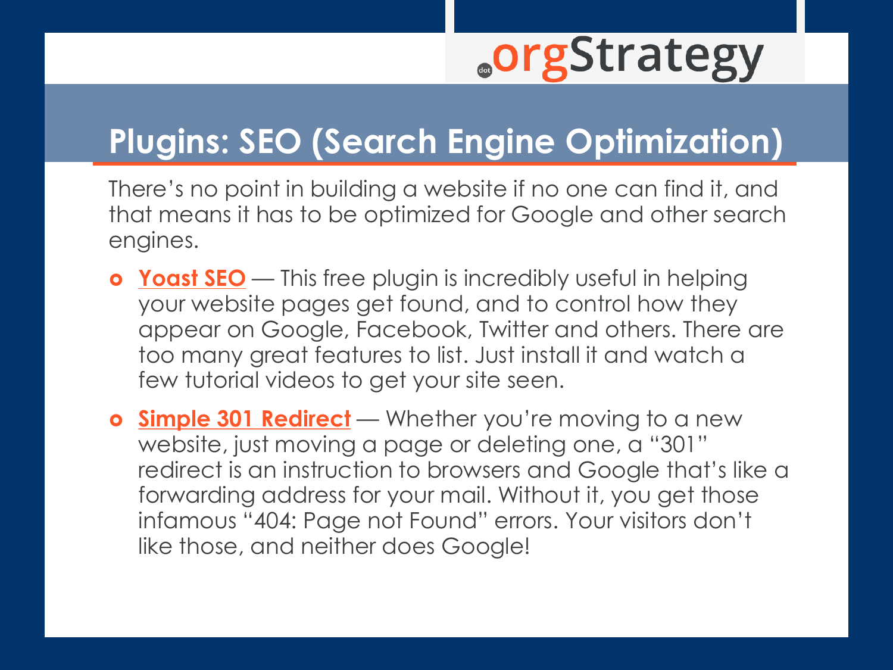## Plugins: SEO (Search Engine Optimization)

There's no point in building a website if no one can find it, and that means it has to be optimized for Google and other search engines.

- **Yoast SEO** — This free plugin is incredibly useful in helping your website pages get found, and to control how they appear on Google, Facebook, Twitter and others. There are too many great features to list. Just install it and watch a few tutorial videos to get your site seen.
- **Simple 301 Redirect** — Whether you're moving to a new website, just moving a page or deleting one, a "301" redirect is an instruction to browsers and Google that's like a forwarding address for your mail. Without it, you get those infamous "404: Page not Found" errors. Your visitors don't like those, and neither does Google!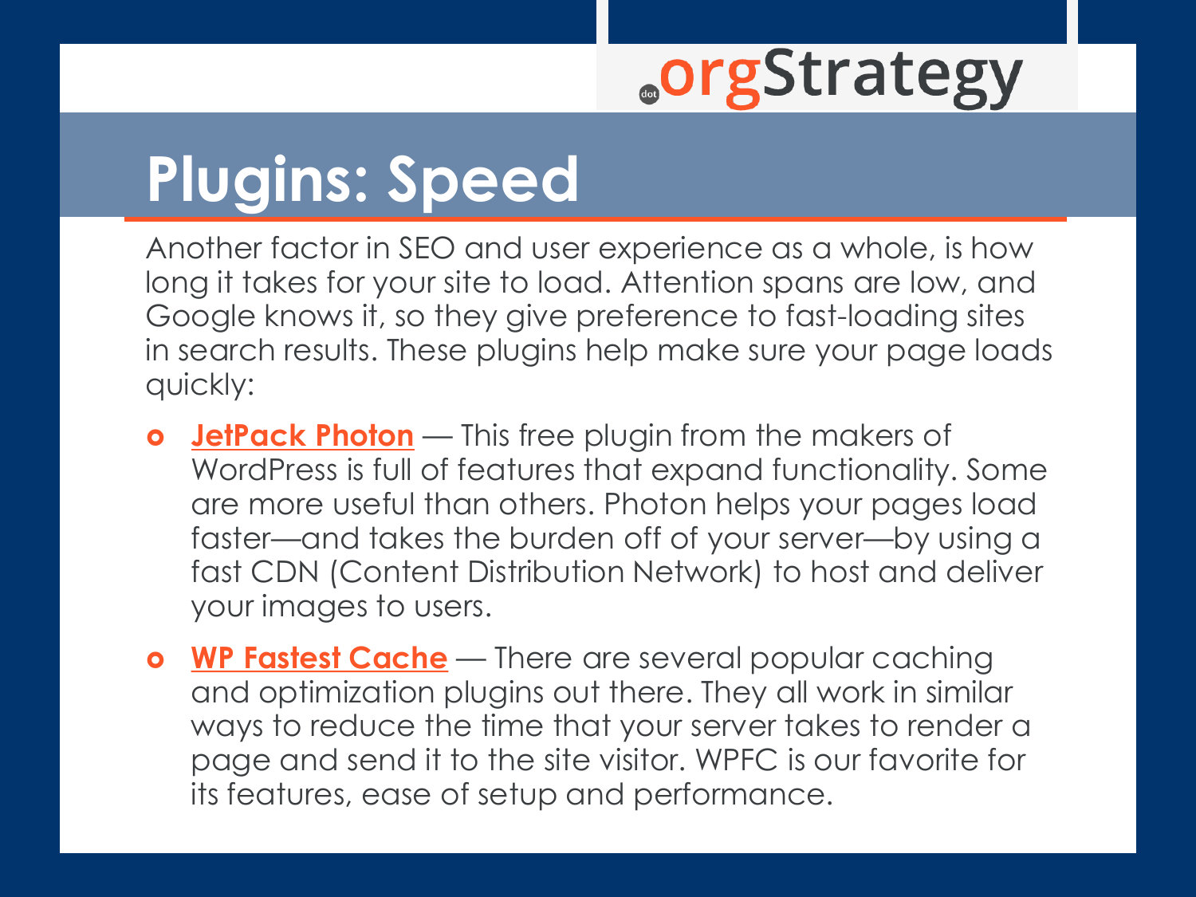# Plugins: Speed

Another factor in SEO and user experience as a whole, is how long it takes for your site to load. Attention spans are low, and Google knows it, so they give preference to fast-loading sites in search results. These plugins help make sure your page loads quickly:

- **JetPack Photon** — This free plugin from the makers of WordPress is full of features that expand functionality. Some are more useful than others. Photon helps your pages load faster—and takes the burden off of your server—by using a fast CDN (Content Distribution Network) to host and deliver your images to users.
- **WP Fastest Cache** — There are several popular caching and optimization plugins out there. They all work in similar ways to reduce the time that your server takes to render a page and send it to the site visitor. WPFC is our favorite for its features, ease of setup and performance.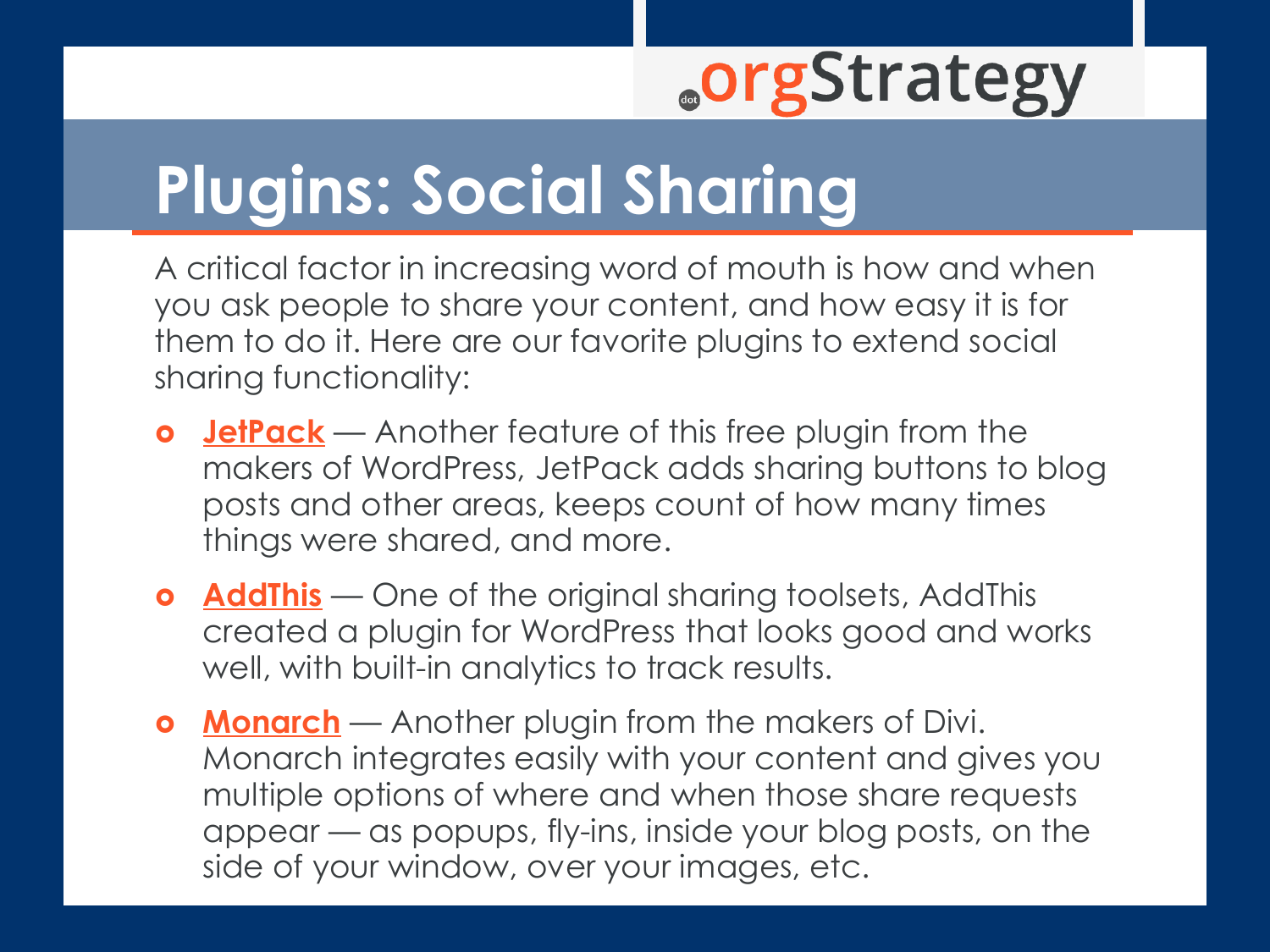# Plugins: Social Sharing

A critical factor in increasing word of mouth is how and when you ask people to share your content, and how easy it is for them to do it. Here are our favorite plugins to extend social sharing functionality:

- **JetPack** — Another feature of this free plugin from the makers of WordPress, JetPack adds sharing buttons to blog posts and other areas, keeps count of how many times things were shared, and more.
- **AddThis** — One of the original sharing toolsets, AddThis created a plugin for WordPress that looks good and works well, with built-in analytics to track results.
- **Monarch** — Another plugin from the makers of Divi. Monarch integrates easily with your content and gives you multiple options of where and when those share requests appear — as popups, fly-ins, inside your blog posts, on the side of your window, over your images, etc.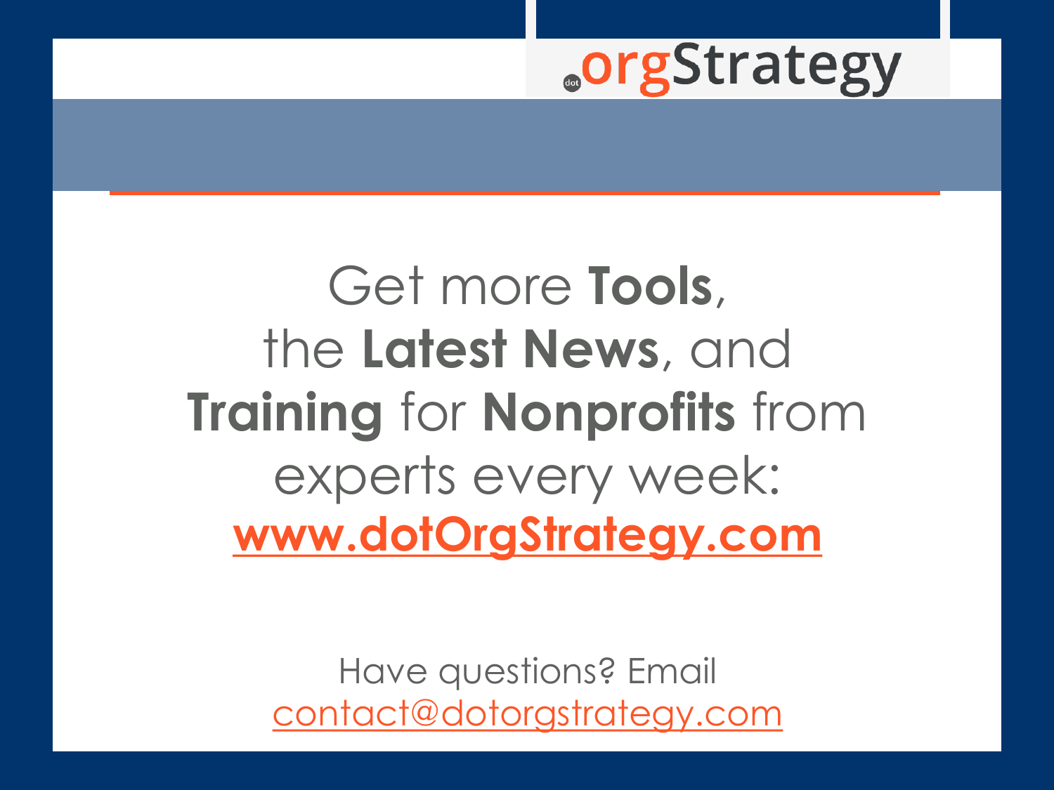dot orgStrategy

Get more **Tools**, the **Latest News**, and **Training** for **Nonprofits** from experts every week:

**www.dotOrgStrategy.com**

Have questions? Email contact@dotorgstrategy.com